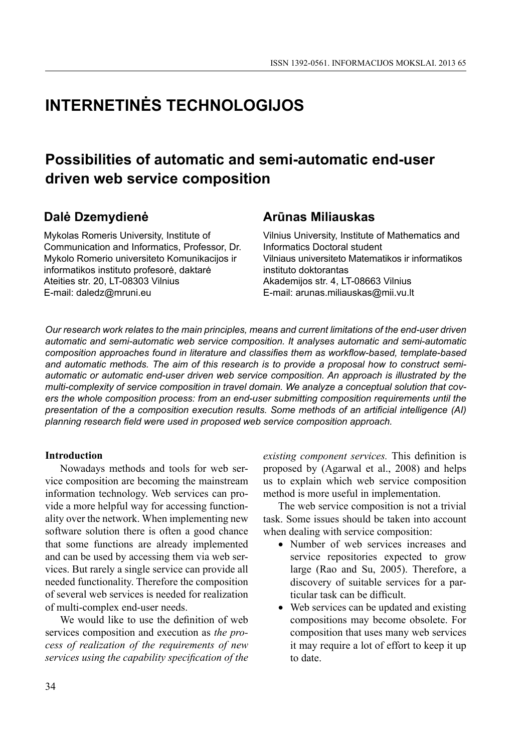# INTERNETINĖS TECHNOLOGIJOS

## Possibilities of automatic and semi-automatic end-user driven web service composition

### Dalė Dzemydienė

Mykolas Romeris University, Institute of Communication and Informatics, Professor, Dr.
Mykolo Romerio universiteto Komunikacijos ir informatikos instituto profesorė, daktarė
Ateities str. 20, LT-08303 Vilnius
E-mail: daledz@mruni.eu

### Arūnas Miliauskas

Vilnius University, Institute of Mathematics and Informatics Doctoral student
Vilniaus universiteto Matematikos ir informatikos instituto doktorantas
Akademijos str. 4, LT-08663 Vilnius
E-mail: arunas.miliauskas@mii.vu.lt

*Our research work relates to the main principles, means and current limitations of the end-user driven automatic and semi-automatic web service composition. It analyses automatic and semi-automatic composition approaches found in literature and classifies them as workflow-based, template-based and automatic methods. The aim of this research is to provide a proposal how to construct semi-automatic or automatic end-user driven web service composition. An approach is illustrated by the multi-complexity of service composition in travel domain. We analyze a conceptual solution that covers the whole composition process: from an end-user submitting composition requirements until the presentation of the a composition execution results. Some methods of an artificial intelligence (AI) planning research field were used in proposed web service composition approach.*

**Introduction**

Nowadays methods and tools for web service composition are becoming the mainstream information technology. Web services can provide a more helpful way for accessing functionality over the network. When implementing new software solution there is often a good chance that some functions are already implemented and can be used by accessing them via web services. But rarely a single service can provide all needed functionality. Therefore the composition of several web services is needed for realization of multi-complex end-user needs.

We would like to use the definition of web services composition and execution as *the process of realization of the requirements of new services using the capability specification of the existing component services.* This definition is proposed by (Agarwal et al., 2008) and helps us to explain which web service composition method is more useful in implementation.

The web service composition is not a trivial task. Some issues should be taken into account when dealing with service composition:

- Number of web services increases and service repositories expected to grow large (Rao and Su, 2005). Therefore, a discovery of suitable services for a particular task can be difficult.
- Web services can be updated and existing compositions may become obsolete. For composition that uses many web services it may require a lot of effort to keep it up to date.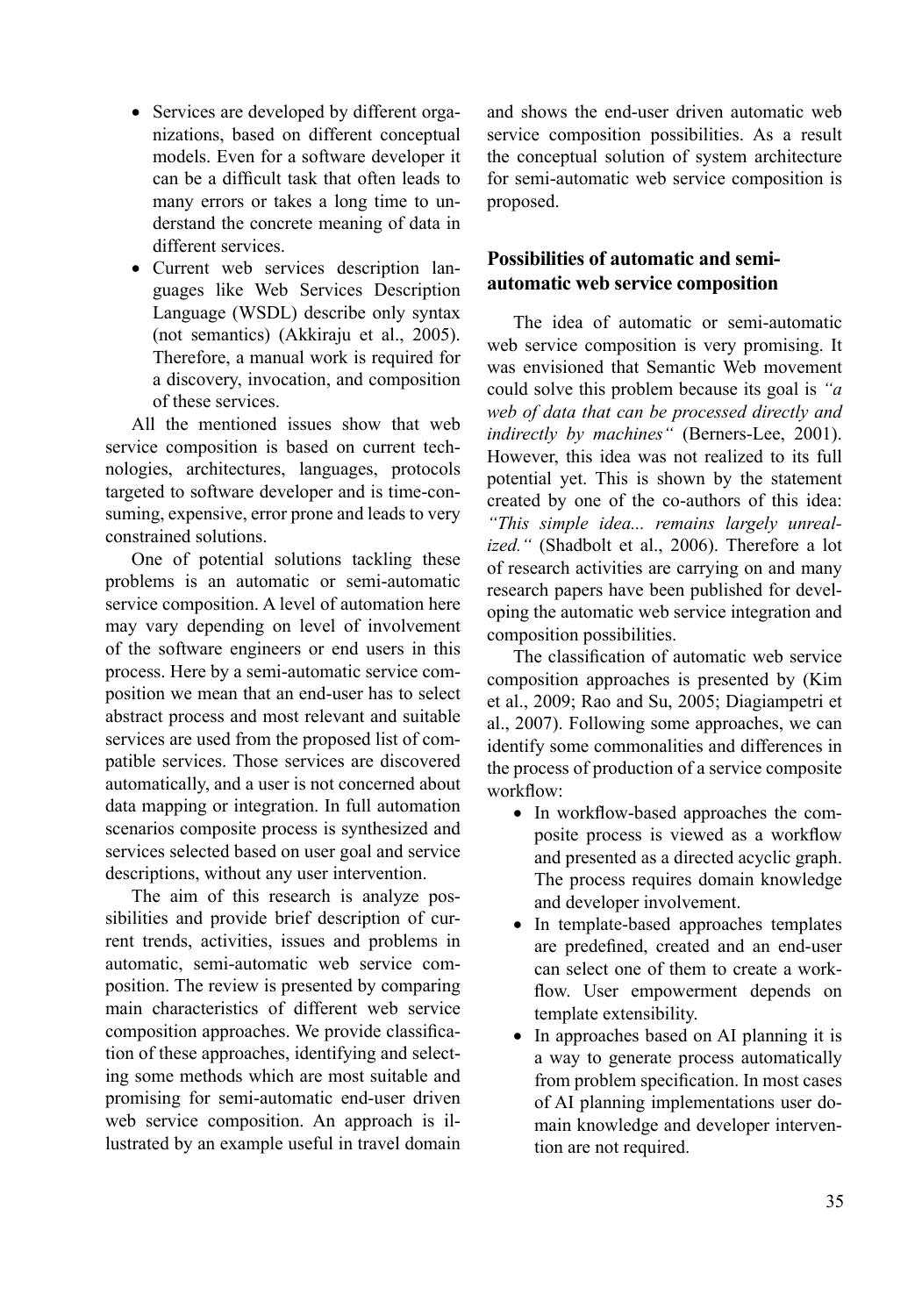- Services are developed by different organizations, based on different conceptual models. Even for a software developer it can be a difficult task that often leads to many errors or takes a long time to understand the concrete meaning of data in different services.
- Current web services description languages like Web Services Description Language (WSDL) describe only syntax (not semantics) (Akkiraju et al., 2005). Therefore, a manual work is required for a discovery, invocation, and composition of these services.

All the mentioned issues show that web service composition is based on current technologies, architectures, languages, protocols targeted to software developer and is time-consuming, expensive, error prone and leads to very constrained solutions.

One of potential solutions tackling these problems is an automatic or semi-automatic service composition. A level of automation here may vary depending on level of involvement of the software engineers or end users in this process. Here by a semi-automatic service composition we mean that an end-user has to select abstract process and most relevant and suitable services are used from the proposed list of compatible services. Those services are discovered automatically, and a user is not concerned about data mapping or integration. In full automation scenarios composite process is synthesized and services selected based on user goal and service descriptions, without any user intervention.

The aim of this research is analyze possibilities and provide brief description of current trends, activities, issues and problems in automatic, semi-automatic web service composition. The review is presented by comparing main characteristics of different web service composition approaches. We provide classification of these approaches, identifying and selecting some methods which are most suitable and promising for semi-automatic end-user driven web service composition. An approach is illustrated by an example useful in travel domain and shows the end-user driven automatic web service composition possibilities. As a result the conceptual solution of system architecture for semi-automatic web service composition is proposed.

## Possibilities of automatic and semi-automatic web service composition

The idea of automatic or semi-automatic web service composition is very promising. It was envisioned that Semantic Web movement could solve this problem because its goal is *"a web of data that can be processed directly and indirectly by machines"* (Berners-Lee, 2001). However, this idea was not realized to its full potential yet. This is shown by the statement created by one of the co-authors of this idea: *"This simple idea... remains largely unrealized."* (Shadbolt et al., 2006). Therefore a lot of research activities are carrying on and many research papers have been published for developing the automatic web service integration and composition possibilities.

The classification of automatic web service composition approaches is presented by (Kim et al., 2009; Rao and Su, 2005; Diagiampetri et al., 2007). Following some approaches, we can identify some commonalities and differences in the process of production of a service composite workflow:

- In workflow-based approaches the composite process is viewed as a workflow and presented as a directed acyclic graph. The process requires domain knowledge and developer involvement.
- In template-based approaches templates are predefined, created and an end-user can select one of them to create a workflow. User empowerment depends on template extensibility.
- In approaches based on AI planning it is a way to generate process automatically from problem specification. In most cases of AI planning implementations user domain knowledge and developer intervention are not required.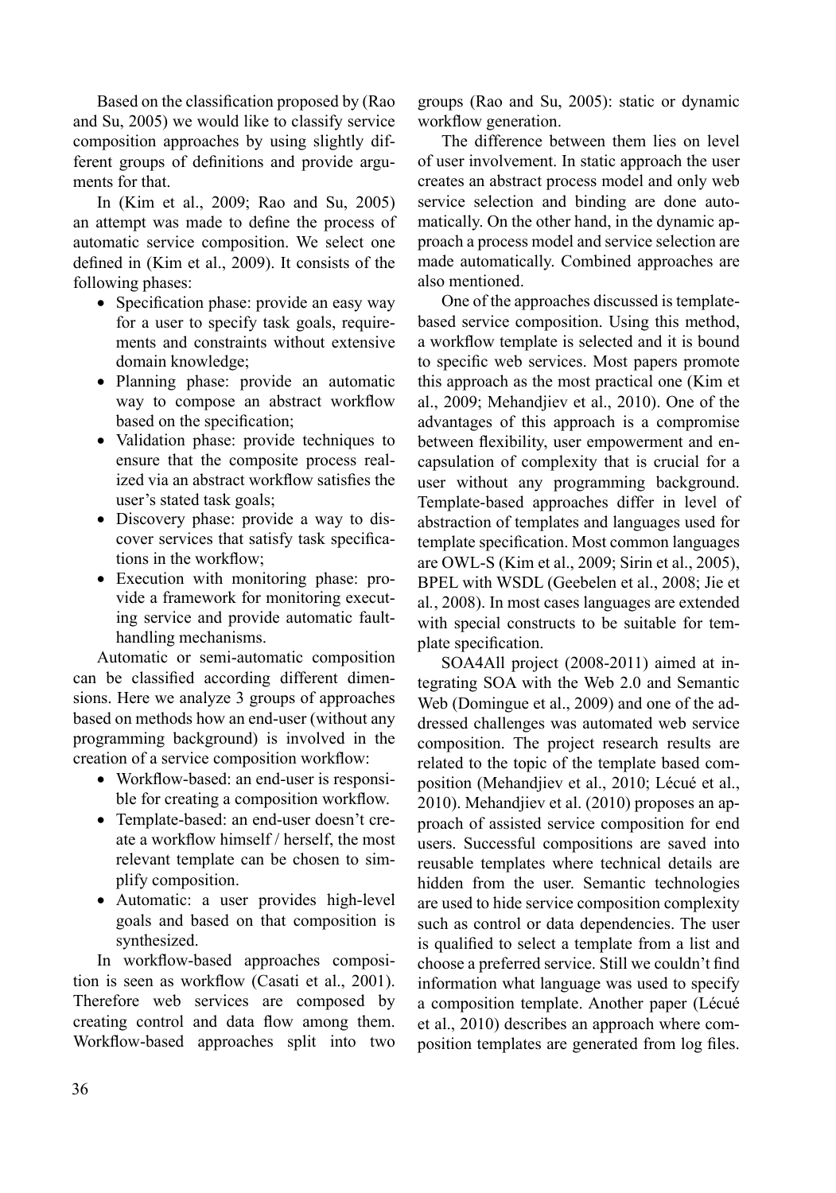Based on the classification proposed by (Rao and Su, 2005) we would like to classify service composition approaches by using slightly different groups of definitions and provide arguments for that.

In (Kim et al., 2009; Rao and Su, 2005) an attempt was made to define the process of automatic service composition. We select one defined in (Kim et al., 2009). It consists of the following phases:

- Specification phase: provide an easy way for a user to specify task goals, requirements and constraints without extensive domain knowledge;
- Planning phase: provide an automatic way to compose an abstract workflow based on the specification;
- Validation phase: provide techniques to ensure that the composite process realized via an abstract workflow satisfies the user's stated task goals;
- Discovery phase: provide a way to discover services that satisfy task specifications in the workflow;
- Execution with monitoring phase: provide a framework for monitoring executing service and provide automatic fault-handling mechanisms.

Automatic or semi-automatic composition can be classified according different dimensions. Here we analyze 3 groups of approaches based on methods how an end-user (without any programming background) is involved in the creation of a service composition workflow:

- Workflow-based: an end-user is responsible for creating a composition workflow.
- Template-based: an end-user doesn't create a workflow himself / herself, the most relevant template can be chosen to simplify composition.
- Automatic: a user provides high-level goals and based on that composition is synthesized.

In workflow-based approaches composition is seen as workflow (Casati et al., 2001). Therefore web services are composed by creating control and data flow among them. Workflow-based approaches split into two groups (Rao and Su, 2005): static or dynamic workflow generation.

The difference between them lies on level of user involvement. In static approach the user creates an abstract process model and only web service selection and binding are done automatically. On the other hand, in the dynamic approach a process model and service selection are made automatically. Combined approaches are also mentioned.

One of the approaches discussed is template-based service composition. Using this method, a workflow template is selected and it is bound to specific web services. Most papers promote this approach as the most practical one (Kim et al., 2009; Mehandjiev et al., 2010). One of the advantages of this approach is a compromise between flexibility, user empowerment and encapsulation of complexity that is crucial for a user without any programming background. Template-based approaches differ in level of abstraction of templates and languages used for template specification. Most common languages are OWL-S (Kim et al., 2009; Sirin et al., 2005), BPEL with WSDL (Geebelen et al., 2008; Jie et al., 2008). In most cases languages are extended with special constructs to be suitable for template specification.

SOA4All project (2008-2011) aimed at integrating SOA with the Web 2.0 and Semantic Web (Domingue et al., 2009) and one of the addressed challenges was automated web service composition. The project research results are related to the topic of the template based composition (Mehandjiev et al., 2010; Lécué et al., 2010). Mehandjiev et al. (2010) proposes an approach of assisted service composition for end users. Successful compositions are saved into reusable templates where technical details are hidden from the user. Semantic technologies are used to hide service composition complexity such as control or data dependencies. The user is qualified to select a template from a list and choose a preferred service. Still we couldn't find information what language was used to specify a composition template. Another paper (Lécué et al., 2010) describes an approach where composition templates are generated from log files.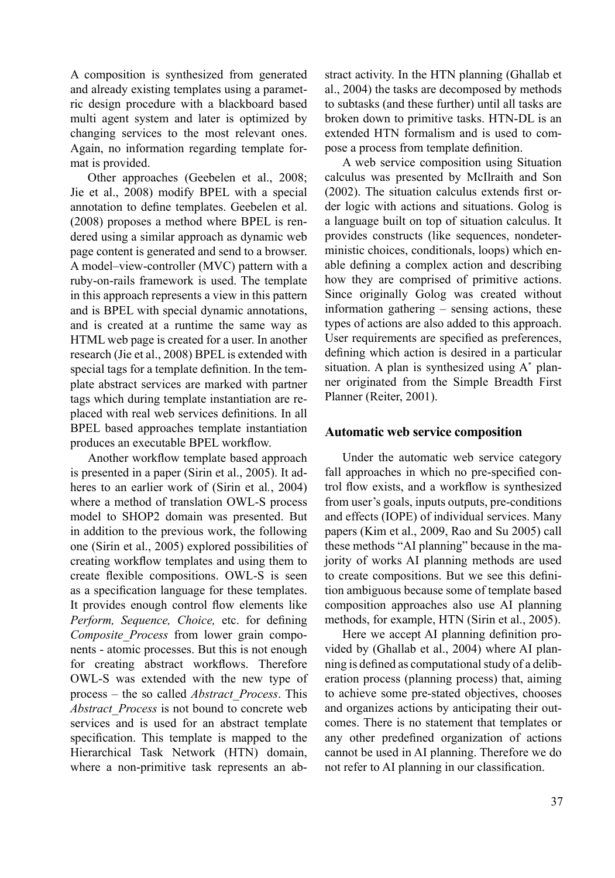A composition is synthesized from generated and already existing templates using a parametric design procedure with a blackboard based multi agent system and later is optimized by changing services to the most relevant ones. Again, no information regarding template format is provided.

Other approaches (Geebelen et al., 2008; Jie et al., 2008) modify BPEL with a special annotation to define templates. Geebelen et al. (2008) proposes a method where BPEL is rendered using a similar approach as dynamic web page content is generated and send to a browser. A model–view-controller (MVC) pattern with a ruby-on-rails framework is used. The template in this approach represents a view in this pattern and is BPEL with special dynamic annotations, and is created at a runtime the same way as HTML web page is created for a user. In another research (Jie et al., 2008) BPEL is extended with special tags for a template definition. In the template abstract services are marked with partner tags which during template instantiation are replaced with real web services definitions. In all BPEL based approaches template instantiation produces an executable BPEL workflow.

Another workflow template based approach is presented in a paper (Sirin et al., 2005). It adheres to an earlier work of (Sirin et al., 2004) where a method of translation OWL-S process model to SHOP2 domain was presented. But in addition to the previous work, the following one (Sirin et al., 2005) explored possibilities of creating workflow templates and using them to create flexible compositions. OWL-S is seen as a specification language for these templates. It provides enough control flow elements like *Perform, Sequence, Choice,* etc. for defining *Composite_Process* from lower grain components - atomic processes. But this is not enough for creating abstract workflows. Therefore OWL-S was extended with the new type of process – the so called *Abstract_Process*. This *Abstract_Process* is not bound to concrete web services and is used for an abstract template specification. This template is mapped to the Hierarchical Task Network (HTN) domain, where a non-primitive task represents an abstract activity. In the HTN planning (Ghallab et al., 2004) the tasks are decomposed by methods to subtasks (and these further) until all tasks are broken down to primitive tasks. HTN-DL is an extended HTN formalism and is used to compose a process from template definition.

A web service composition using Situation calculus was presented by McIlraith and Son (2002). The situation calculus extends first order logic with actions and situations. Golog is a language built on top of situation calculus. It provides constructs (like sequences, nondeterministic choices, conditionals, loops) which enable defining a complex action and describing how they are comprised of primitive actions. Since originally Golog was created without information gathering – sensing actions, these types of actions are also added to this approach. User requirements are specified as preferences, defining which action is desired in a particular situation. A plan is synthesized using $A^*$ planner originated from the Simple Breadth First Planner (Reiter, 2001).

## Automatic web service composition

Under the automatic web service category fall approaches in which no pre-specified control flow exists, and a workflow is synthesized from user's goals, inputs outputs, pre-conditions and effects (IOPE) of individual services. Many papers (Kim et al., 2009, Rao and Su 2005) call these methods "AI planning" because in the majority of works AI planning methods are used to create compositions. But we see this definition ambiguous because some of template based composition approaches also use AI planning methods, for example, HTN (Sirin et al., 2005).

Here we accept AI planning definition provided by (Ghallab et al., 2004) where AI planning is defined as computational study of a deliberation process (planning process) that, aiming to achieve some pre-stated objectives, chooses and organizes actions by anticipating their outcomes. There is no statement that templates or any other predefined organization of actions cannot be used in AI planning. Therefore we do not refer to AI planning in our classification.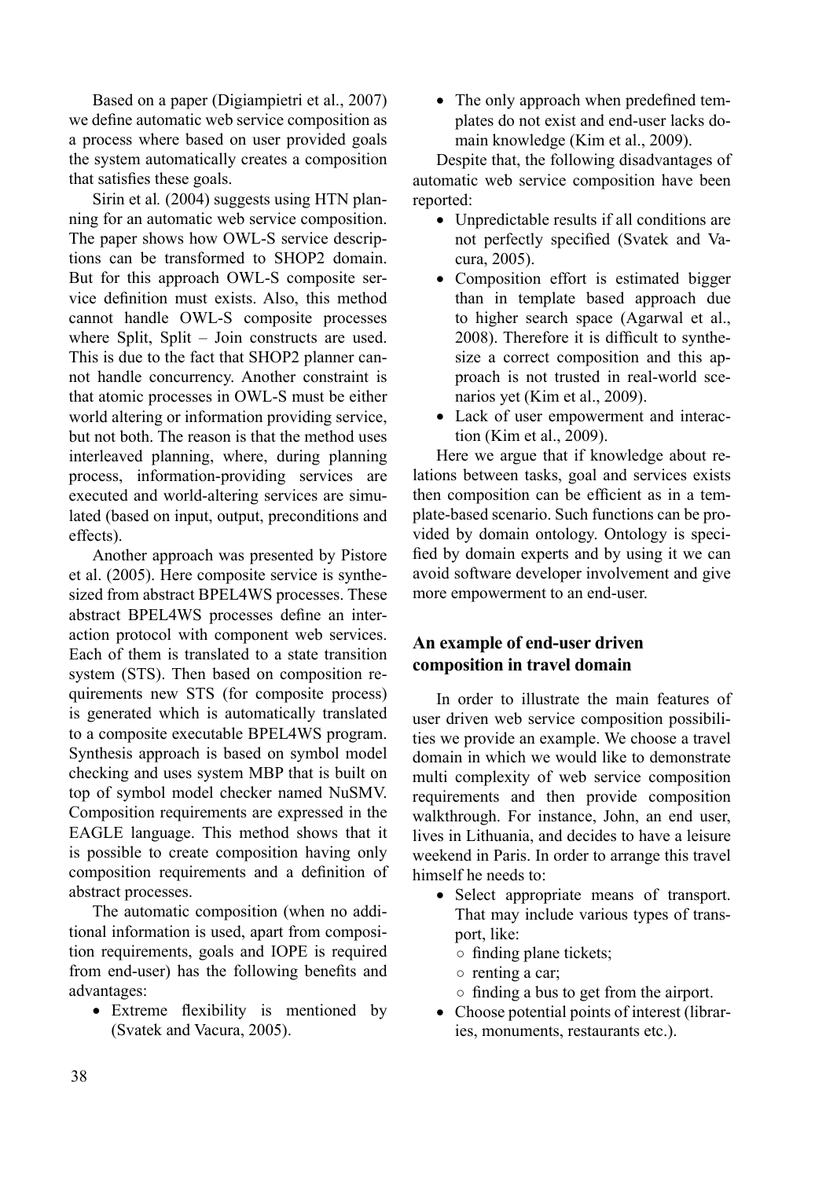Based on a paper (Digiampietri et al., 2007) we define automatic web service composition as a process where based on user provided goals the system automatically creates a composition that satisfies these goals.

Sirin et al*.* (2004) suggests using HTN planning for an automatic web service composition. The paper shows how OWL-S service descriptions can be transformed to SHOP2 domain. But for this approach OWL-S composite service definition must exists. Also, this method cannot handle OWL-S composite processes where Split, Split – Join constructs are used. This is due to the fact that SHOP2 planner cannot handle concurrency. Another constraint is that atomic processes in OWL-S must be either world altering or information providing service, but not both. The reason is that the method uses interleaved planning, where, during planning process, information-providing services are executed and world-altering services are simulated (based on input, output, preconditions and effects).

Another approach was presented by Pistore et al. (2005). Here composite service is synthesized from abstract BPEL4WS processes. These abstract BPEL4WS processes define an interaction protocol with component web services. Each of them is translated to a state transition system (STS). Then based on composition requirements new STS (for composite process) is generated which is automatically translated to a composite executable BPEL4WS program. Synthesis approach is based on symbol model checking and uses system MBP that is built on top of symbol model checker named NuSMV. Composition requirements are expressed in the EAGLE language. This method shows that it is possible to create composition having only composition requirements and a definition of abstract processes.

The automatic composition (when no additional information is used, apart from composition requirements, goals and IOPE is required from end-user) has the following benefits and advantages:

- Extreme flexibility is mentioned by (Svatek and Vacura, 2005).
- The only approach when predefined templates do not exist and end-user lacks domain knowledge (Kim et al., 2009).

Despite that, the following disadvantages of automatic web service composition have been reported:

- Unpredictable results if all conditions are not perfectly specified (Svatek and Vacura, 2005).
- Composition effort is estimated bigger than in template based approach due to higher search space (Agarwal et al., 2008). Therefore it is difficult to synthesize a correct composition and this approach is not trusted in real-world scenarios yet (Kim et al., 2009).
- Lack of user empowerment and interaction (Kim et al., 2009).

Here we argue that if knowledge about relations between tasks, goal and services exists then composition can be efficient as in a template-based scenario. Such functions can be provided by domain ontology. Ontology is specified by domain experts and by using it we can avoid software developer involvement and give more empowerment to an end-user.

## An example of end-user driven composition in travel domain

In order to illustrate the main features of user driven web service composition possibilities we provide an example. We choose a travel domain in which we would like to demonstrate multi complexity of web service composition requirements and then provide composition walkthrough. For instance, John, an end user, lives in Lithuania, and decides to have a leisure weekend in Paris. In order to arrange this travel himself he needs to:

- Select appropriate means of transport. That may include various types of transport, like:
  - finding plane tickets;
  - renting a car;
  - finding a bus to get from the airport.
- Choose potential points of interest (libraries, monuments, restaurants etc.).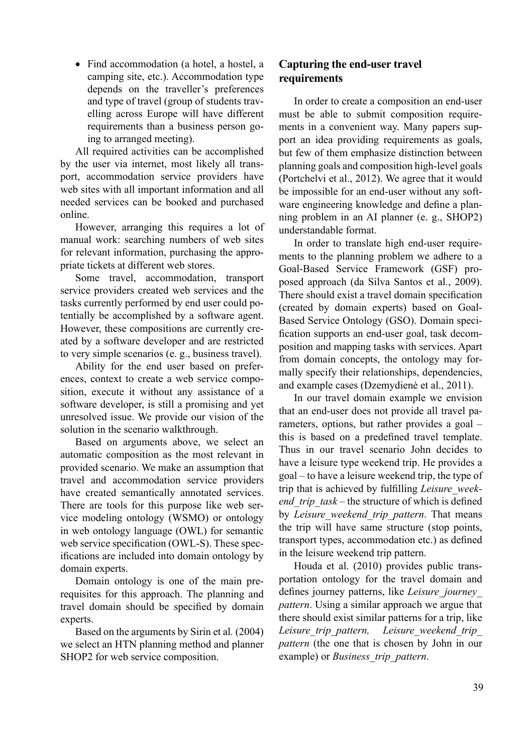- Find accommodation (a hotel, a hostel, a camping site, etc.). Accommodation type depends on the traveller's preferences and type of travel (group of students travelling across Europe will have different requirements than a business person going to arranged meeting).

All required activities can be accomplished by the user via internet, most likely all transport, accommodation service providers have web sites with all important information and all needed services can be booked and purchased online.

However, arranging this requires a lot of manual work: searching numbers of web sites for relevant information, purchasing the appropriate tickets at different web stores.

Some travel, accommodation, transport service providers created web services and the tasks currently performed by end user could potentially be accomplished by a software agent. However, these compositions are currently created by a software developer and are restricted to very simple scenarios (e. g., business travel).

Ability for the end user based on preferences, context to create a web service composition, execute it without any assistance of a software developer, is still a promising and yet unresolved issue. We provide our vision of the solution in the scenario walkthrough.

Based on arguments above, we select an automatic composition as the most relevant in provided scenario. We make an assumption that travel and accommodation service providers have created semantically annotated services. There are tools for this purpose like web service modeling ontology (WSMO) or ontology in web ontology language (OWL) for semantic web service specification (OWL-S). These specifications are included into domain ontology by domain experts.

Domain ontology is one of the main prerequisites for this approach. The planning and travel domain should be specified by domain experts.

Based on the arguments by Sirin et al*.* (2004) we select an HTN planning method and planner SHOP2 for web service composition.

## Capturing the end-user travel requirements

In order to create a composition an end-user must be able to submit composition requirements in a convenient way. Many papers support an idea providing requirements as goals, but few of them emphasize distinction between planning goals and composition high-level goals (Portchelvi et al., 2012). We agree that it would be impossible for an end-user without any software engineering knowledge and define a planning problem in an AI planner (e. g., SHOP2) understandable format.

In order to translate high end-user requirements to the planning problem we adhere to a Goal-Based Service Framework (GSF) proposed approach (da Silva Santos et al*.*, 2009). There should exist a travel domain specification (created by domain experts) based on Goal-Based Service Ontology (GSO). Domain specification supports an end-user goal, task decomposition and mapping tasks with services. Apart from domain concepts, the ontology may formally specify their relationships, dependencies, and example cases (Dzemydienė et al., 2011).

In our travel domain example we envision that an end-user does not provide all travel parameters, options, but rather provides a goal – this is based on a predefined travel template. Thus in our travel scenario John decides to have a leisure type weekend trip. He provides a goal – to have a leisure weekend trip, the type of trip that is achieved by fulfilling *Leisure_weekend_trip_task* – the structure of which is defined by *Leisure_weekend_trip_pattern*. That means the trip will have same structure (stop points, transport types, accommodation etc.) as defined in the leisure weekend trip pattern.

Houda et al. (2010) provides public transportation ontology for the travel domain and defines journey patterns, like *Leisure_journey_pattern*. Using a similar approach we argue that there should exist similar patterns for a trip, like *Leisure_trip_pattern, Leisure_weekend_trip_pattern* (the one that is chosen by John in our example) or *Business_trip_pattern*.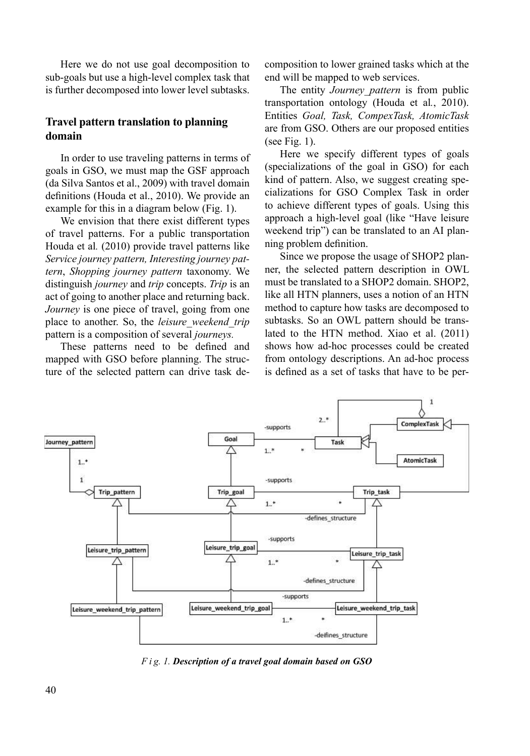Here we do not use goal decomposition to sub-goals but use a high-level complex task that is further decomposed into lower level subtasks.

## Travel pattern translation to planning domain

In order to use traveling patterns in terms of goals in GSO, we must map the GSF approach (da Silva Santos et al., 2009) with travel domain definitions (Houda et al., 2010). We provide an example for this in a diagram below (Fig. 1).

We envision that there exist different types of travel patterns. For a public transportation Houda et al. (2010) provide travel patterns like *Service journey pattern, Interesting journey pattern*, *Shopping journey pattern* taxonomy. We distinguish *journey* and *trip* concepts. *Trip* is an act of going to another place and returning back. *Journey* is one piece of travel, going from one place to another. So, the *leisure_weekend_trip* pattern is a composition of several *journeys.*

These patterns need to be defined and mapped with GSO before planning. The structure of the selected pattern can drive task decomposition to lower grained tasks which at the end will be mapped to web services.

The entity *Journey_pattern* is from public transportation ontology (Houda et al., 2010). Entities *Goal, Task, CompexTask, AtomicTask* are from GSO. Others are our proposed entities (see Fig. 1).

Here we specify different types of goals (specializations of the goal in GSO) for each kind of pattern. Also, we suggest creating specializations for GSO Complex Task in order to achieve different types of goals. Using this approach a high-level goal (like "Have leisure weekend trip") can be translated to an AI planning problem definition.

Since we propose the usage of SHOP2 planner, the selected pattern description in OWL must be translated to a SHOP2 domain. SHOP2, like all HTN planners, uses a notion of an HTN method to capture how tasks are decomposed to subtasks. So an OWL pattern should be translated to the HTN method. Xiao et al. (2011) shows how ad-hoc processes could be created from ontology descriptions. An ad-hoc process is defined as a set of tasks that have to be per-

*Fig. 1.* ***Description of a travel goal domain based on GSO***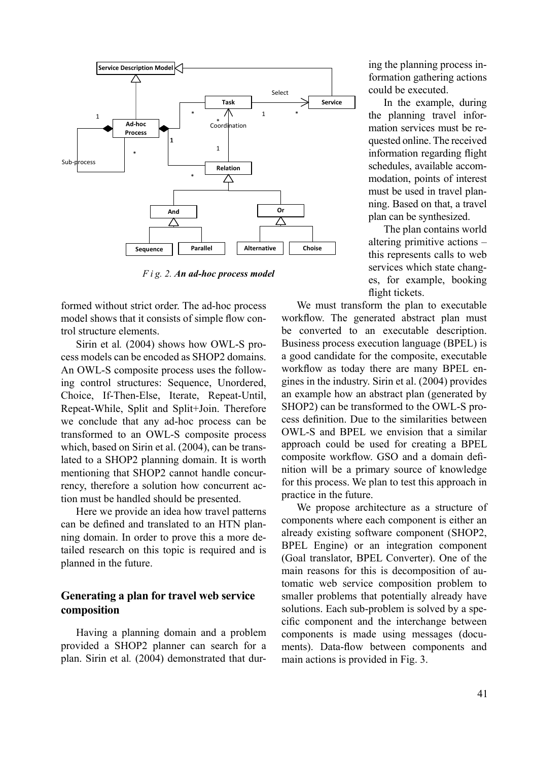*F i g. 2. **An ad-hoc process model***

formed without strict order. The ad-hoc process model shows that it consists of simple flow control structure elements.

Sirin et al*.* (2004) shows how OWL-S process models can be encoded as SHOP2 domains. An OWL-S composite process uses the following control structures: Sequence, Unordered, Choice, If-Then-Else, Iterate, Repeat-Until, Repeat-While, Split and Split+Join. Therefore we conclude that any ad-hoc process can be transformed to an OWL-S composite process which, based on Sirin et al. (2004), can be translated to a SHOP2 planning domain. It is worth mentioning that SHOP2 cannot handle concurrency, therefore a solution how concurrent action must be handled should be presented.

Here we provide an idea how travel patterns can be defined and translated to an HTN planning domain. In order to prove this a more detailed research on this topic is required and is planned in the future.

## Generating a plan for travel web service composition

Having a planning domain and a problem provided a SHOP2 planner can search for a plan. Sirin et al*.* (2004) demonstrated that during the planning process information gathering actions could be executed.

In the example, during the planning travel information services must be requested online. The received information regarding flight schedules, available accommodation, points of interest must be used in travel planning. Based on that, a travel plan can be synthesized.

The plan contains world altering primitive actions – this represents calls to web services which state changes, for example, booking flight tickets.

We must transform the plan to executable workflow. The generated abstract plan must be converted to an executable description. Business process execution language (BPEL) is a good candidate for the composite, executable workflow as today there are many BPEL engines in the industry. Sirin et al. (2004) provides an example how an abstract plan (generated by SHOP2) can be transformed to the OWL-S process definition. Due to the similarities between OWL-S and BPEL we envision that a similar approach could be used for creating a BPEL composite workflow. GSO and a domain definition will be a primary source of knowledge for this process. We plan to test this approach in practice in the future.

We propose architecture as a structure of components where each component is either an already existing software component (SHOP2, BPEL Engine) or an integration component (Goal translator, BPEL Converter). One of the main reasons for this is decomposition of automatic web service composition problem to smaller problems that potentially already have solutions. Each sub-problem is solved by a specific component and the interchange between components is made using messages (documents). Data-flow between components and main actions is provided in Fig. 3.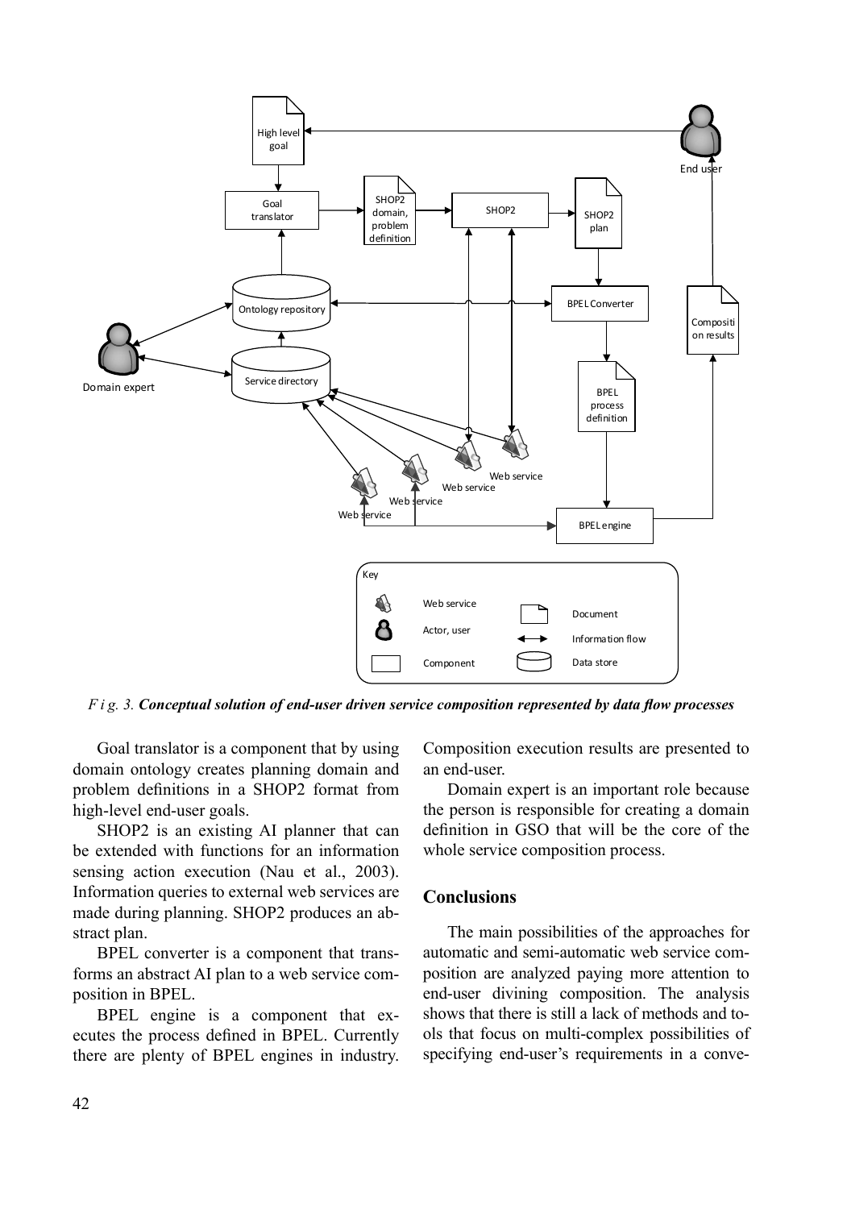*Fig. 3.* ***Conceptual solution of end-user driven service composition represented by data flow processes***

Goal translator is a component that by using domain ontology creates planning domain and problem definitions in a SHOP2 format from high-level end-user goals.

SHOP2 is an existing AI planner that can be extended with functions for an information sensing action execution (Nau et al., 2003). Information queries to external web services are made during planning. SHOP2 produces an abstract plan.

BPEL converter is a component that transforms an abstract AI plan to a web service composition in BPEL.

BPEL engine is a component that executes the process defined in BPEL. Currently there are plenty of BPEL engines in industry. Composition execution results are presented to an end-user.

Domain expert is an important role because the person is responsible for creating a domain definition in GSO that will be the core of the whole service composition process.

## Conclusions

The main possibilities of the approaches for automatic and semi-automatic web service composition are analyzed paying more attention to end-user divining composition. The analysis shows that there is still a lack of methods and tools that focus on multi-complex possibilities of specifying end-user's requirements in a conve-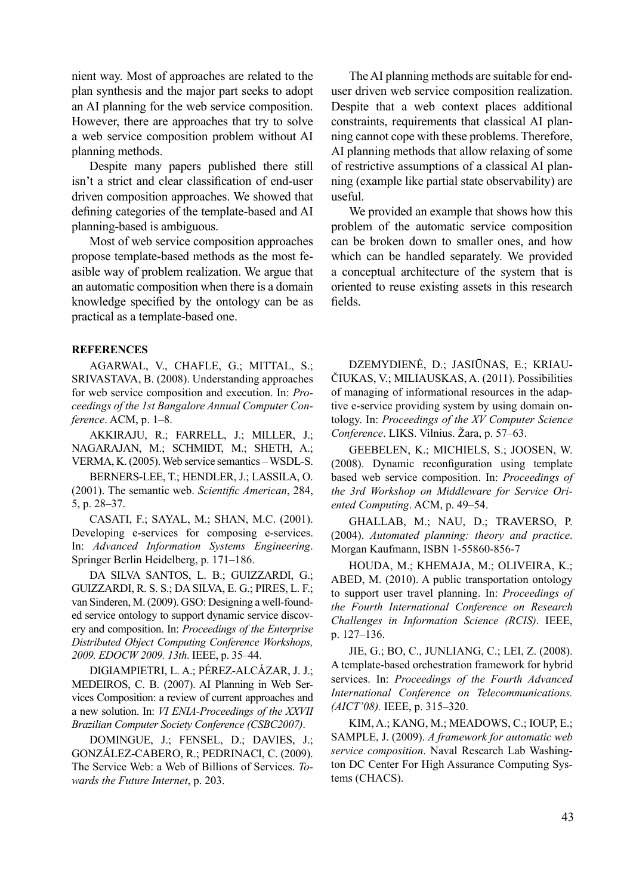nient way. Most of approaches are related to the plan synthesis and the major part seeks to adopt an AI planning for the web service composition. However, there are approaches that try to solve a web service composition problem without AI planning methods.

Despite many papers published there still isn't a strict and clear classification of end-user driven composition approaches. We showed that defining categories of the template-based and AI planning-based is ambiguous.

Most of web service composition approaches propose template-based methods as the most feasible way of problem realization. We argue that an automatic composition when there is a domain knowledge specified by the ontology can be as practical as a template-based one.

The AI planning methods are suitable for end-user driven web service composition realization. Despite that a web context places additional constraints, requirements that classical AI planning cannot cope with these problems. Therefore, AI planning methods that allow relaxing of some of restrictive assumptions of a classical AI planning (example like partial state observability) are useful.

We provided an example that shows how this problem of the automatic service composition can be broken down to smaller ones, and how which can be handled separately. We provided a conceptual architecture of the system that is oriented to reuse existing assets in this research fields.

## REFERENCES

AGARWAL, V., CHAFLE, G.; MITTAL, S.; SRIVASTAVA, B. (2008). Understanding approaches for web service composition and execution. In: *Proceedings of the 1st Bangalore Annual Computer Conference*. ACM, p. 1–8.

AKKIRAJU, R.; FARRELL, J.; MILLER, J.; NAGARAJAN, M.; SCHMIDT, M.; SHETH, A.; VERMA, K. (2005). Web service semantics – WSDL-S.

BERNERS-LEE, T.; HENDLER, J.; LASSILA, O. (2001). The semantic web. *Scientific American*, 284, 5, p. 28–37.

CASATI, F.; SAYAL, M.; SHAN, M.C. (2001). Developing e-services for composing e-services. In: *Advanced Information Systems Engineering*. Springer Berlin Heidelberg, p. 171–186.

DA SILVA SANTOS, L. B.; GUIZZARDI, G.; GUIZZARDI, R. S. S.; DA SILVA, E. G.; PIRES, L. F.; van Sinderen, M. (2009). GSO: Designing a well-founded service ontology to support dynamic service discovery and composition. In: *Proceedings of the Enterprise Distributed Object Computing Conference Workshops, 2009. EDOCW 2009. 13th*. IEEE, p. 35–44.

DIGIAMPIETRI, L. A.; PÉREZ-ALCÁZAR, J. J.; MEDEIROS, C. B. (2007). AI Planning in Web Services Composition: a review of current approaches and a new solution. In: *VI ENIA-Proceedings of the XXVII Brazilian Computer Society Conference (CSBC2007)*.

DOMINGUE, J.; FENSEL, D.; DAVIES, J.; GONZÁLEZ-CABERO, R.; PEDRINACI, C. (2009). The Service Web: a Web of Billions of Services. *Towards the Future Internet*, p. 203.

DZEMYDIENĖ, D.; JASIŪNAS, E.; KRIAUČIUKAS, V.; MILIAUSKAS, A. (2011). Possibilities of managing of informational resources in the adaptive e-service providing system by using domain ontology. In: *Proceedings of the XV Computer Science Conference*. LIKS. Vilnius. Žara, p. 57–63.

GEEBELEN, K.; MICHIELS, S.; JOOSEN, W. (2008). Dynamic reconfiguration using template based web service composition. In: *Proceedings of the 3rd Workshop on Middleware for Service Oriented Computing*. ACM, p. 49–54.

GHALLAB, M.; NAU, D.; TRAVERSO, P. (2004). *Automated planning: theory and practice*. Morgan Kaufmann, ISBN 1-55860-856-7

HOUDA, M.; KHEMAJA, M.; OLIVEIRA, K.; ABED, M. (2010). A public transportation ontology to support user travel planning. In: *Proceedings of the Fourth International Conference on Research Challenges in Information Science (RCIS)*. IEEE, p. 127–136.

JIE, G.; BO, C., JUNLIANG, C.; LEI, Z. (2008). A template-based orchestration framework for hybrid services. In: *Proceedings of the Fourth Advanced International Conference on Telecommunications. (AICT'08).* IEEE, p. 315–320.

KIM, A.; KANG, M.; MEADOWS, C.; IOUP, E.; SAMPLE, J. (2009). *A framework for automatic web service composition*. Naval Research Lab Washington DC Center For High Assurance Computing Systems (CHACS).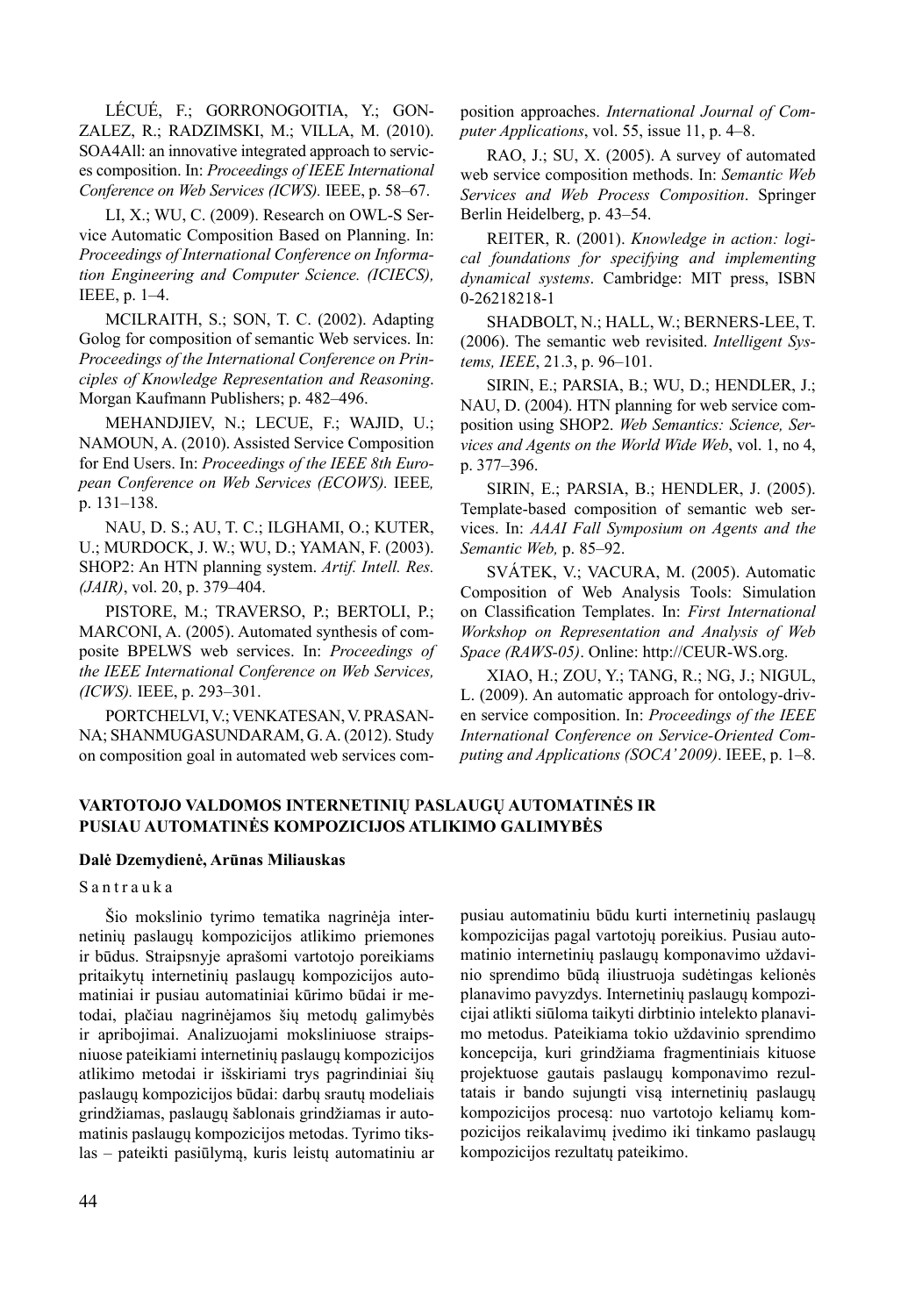LÉCUÉ, F.; GORRONOGOITIA, Y.; GONZALEZ, R.; RADZIMSKI, M.; VILLA, M. (2010). SOA4All: an innovative integrated approach to services composition. In: *Proceedings of IEEE International Conference on Web Services (ICWS).* IEEE, p. 58–67.

LI, X.; WU, C. (2009). Research on OWL-S Service Automatic Composition Based on Planning. In: *Proceedings of International Conference on Information Engineering and Computer Science. (ICIECS),* IEEE, p. 1–4.

MCILRAITH, S.; SON, T. C. (2002). Adapting Golog for composition of semantic Web services. In: *Proceedings of the International Conference on Principles of Knowledge Representation and Reasoning*. Morgan Kaufmann Publishers; p. 482–496.

MEHANDJIEV, N.; LECUE, F.; WAJID, U.; NAMOUN, A. (2010). Assisted Service Composition for End Users. In: *Proceedings of the IEEE 8th European Conference on Web Services (ECOWS).* IEEE, p. 131–138.

NAU, D. S.; AU, T. C.; ILGHAMI, O.; KUTER, U.; MURDOCK, J. W.; WU, D.; YAMAN, F. (2003). SHOP2: An HTN planning system. *Artif. Intell. Res. (JAIR)*, vol. 20, p. 379–404.

PISTORE, M.; TRAVERSO, P.; BERTOLI, P.; MARCONI, A. (2005). Automated synthesis of composite BPELWS web services. In: *Proceedings of the IEEE International Conference on Web Services, (ICWS).* IEEE, p. 293–301.

PORTCHELVI, V.; VENKATESAN, V. PRASANNA; SHANMUGASUNDARAM, G. A. (2012). Study on composition goal in automated web services composition approaches. *International Journal of Computer Applications*, vol. 55, issue 11, p. 4–8.

RAO, J.; SU, X. (2005). A survey of automated web service composition methods. In: *Semantic Web Services and Web Process Composition*. Springer Berlin Heidelberg, p. 43–54.

REITER, R. (2001). *Knowledge in action: logical foundations for specifying and implementing dynamical systems*. Cambridge: MIT press, ISBN 0-26218218-1

SHADBOLT, N.; HALL, W.; BERNERS-LEE, T. (2006). The semantic web revisited. *Intelligent Systems, IEEE*, 21.3, p. 96–101.

SIRIN, E.; PARSIA, B.; WU, D.; HENDLER, J.; NAU, D. (2004). HTN planning for web service composition using SHOP2. *Web Semantics: Science, Services and Agents on the World Wide Web*, vol. 1, no 4, p. 377–396.

SIRIN, E.; PARSIA, B.; HENDLER, J. (2005). Template-based composition of semantic web services. In: *AAAI Fall Symposium on Agents and the Semantic Web,* p. 85–92.

SVÁTEK, V.; VACURA, M. (2005). Automatic Composition of Web Analysis Tools: Simulation on Classification Templates. In: *First International Workshop on Representation and Analysis of Web Space (RAWS-05)*. Online: http://CEUR-WS.org.

XIAO, H.; ZOU, Y.; TANG, R.; NG, J.; NIGUL, L. (2009). An automatic approach for ontology-driven service composition. In: *Proceedings of the IEEE International Conference on Service-Oriented Computing and Applications (SOCA' 2009)*. IEEE, p. 1–8.

## VARTOTOJO VALDOMOS INTERNETINIŲ PASLAUGŲ AUTOMATINĖS IR PUSIAU AUTOMATINĖS KOMPOZICIJOS ATLIKIMO GALIMYBĖS

**Dalė Dzemydienė, Arūnas Miliauskas**

Santrauka

Šio mokslinio tyrimo tematika nagrinėja internetinių paslaugų kompozicijos atlikimo priemones ir būdus. Straipsnyje aprašomi vartotojo poreikiams pritaikytų internetinių paslaugų kompozicijos automatiniai ir pusiau automatiniai kūrimo būdai ir metodai, plačiau nagrinėjamos šių metodų galimybės ir apribojimai. Analizuojami moksliniuose straipsniuose pateikiami internetinių paslaugų kompozicijos atlikimo metodai ir išskiriami trys pagrindiniai šių paslaugų kompozicijos būdai: darbų srautų modeliais grindžiamas, paslaugų šablonais grindžiamas ir automatinis paslaugų kompozicijos metodas. Tyrimo tikslas – pateikti pasiūlymą, kuris leistų automatiniu ar pusiau automatiniu būdu kurti internetinių paslaugų kompozicijas pagal vartotojų poreikius. Pusiau automatinio internetinių paslaugų komponavimo uždavinio sprendimo būdą iliustruoja sudėtingas kelionės planavimo pavyzdys. Internetinių paslaugų kompozicijai atlikti siūloma taikyti dirbtinio intelekto planavimo metodus. Pateikiama tokio uždavinio sprendimo koncepcija, kuri grindžiama fragmentiniais kituose projektuose gautais paslaugų komponavimo rezultatais ir bando sujungti visą internetinių paslaugų kompozicijos procesą: nuo vartotojo keliamų kompozicijos reikalavimų įvedimo iki tinkamo paslaugų kompozicijos rezultatų pateikimo.